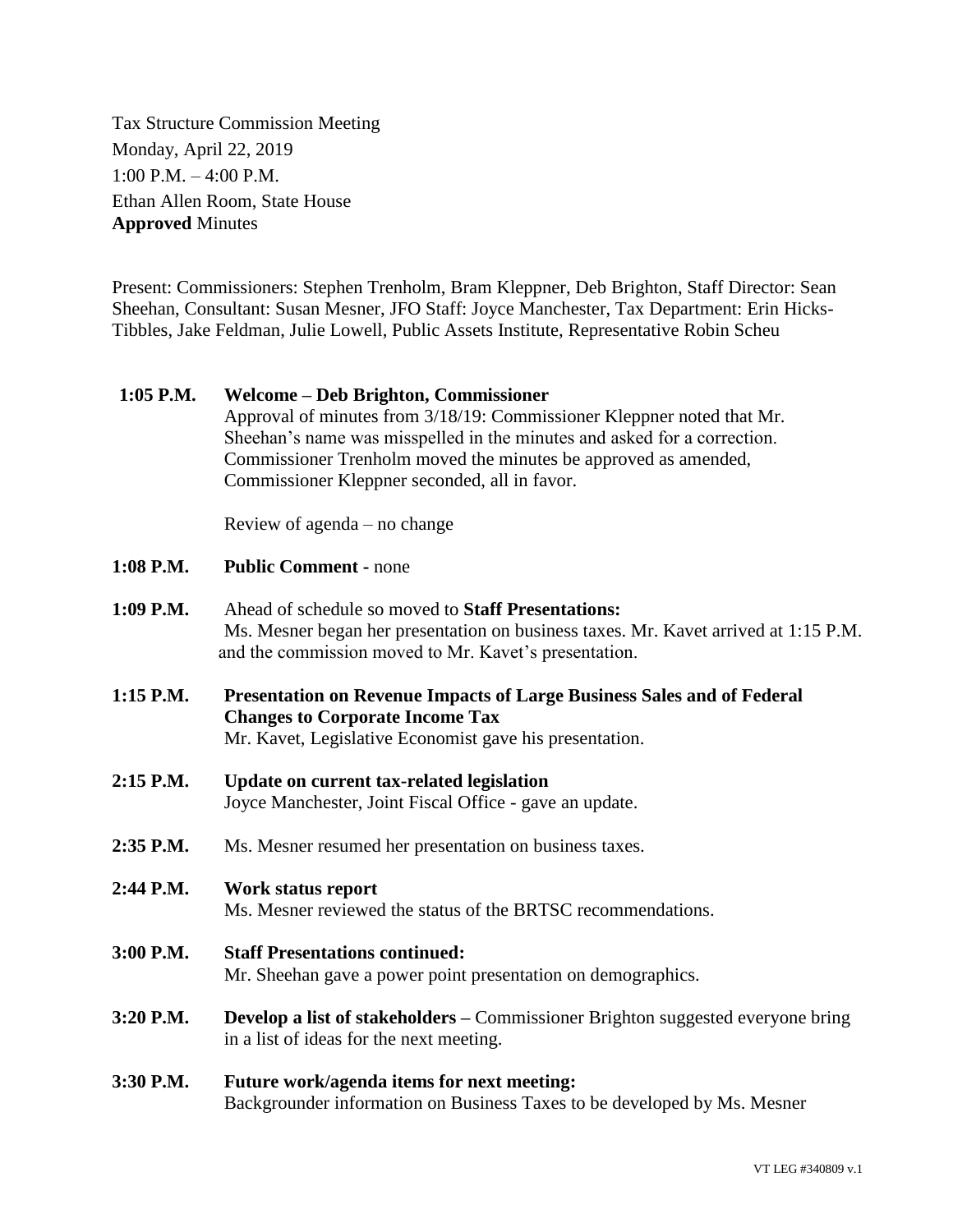Tax Structure Commission Meeting
Monday, April 22, 2019
1:00 P.M. – 4:00 P.M.
Ethan Allen Room, State House
**Approved** Minutes

Present: Commissioners: Stephen Trenholm, Bram Kleppner, Deb Brighton, Staff Director: Sean Sheehan, Consultant: Susan Mesner, JFO Staff: Joyce Manchester, Tax Department: Erin Hicks-Tibbles, Jake Feldman, Julie Lowell, Public Assets Institute, Representative Robin Scheu

**1:05 P.M.** **Welcome – Deb Brighton, Commissioner**
Approval of minutes from 3/18/19: Commissioner Kleppner noted that Mr. Sheehan's name was misspelled in the minutes and asked for a correction. Commissioner Trenholm moved the minutes be approved as amended, Commissioner Kleppner seconded, all in favor.

Review of agenda – no change

**1:08 P.M.** **Public Comment** - none

**1:09 P.M.** Ahead of schedule so moved to **Staff Presentations:**
Ms. Mesner began her presentation on business taxes. Mr. Kavet arrived at 1:15 P.M. and the commission moved to Mr. Kavet's presentation.

**1:15 P.M.** **Presentation on Revenue Impacts of Large Business Sales and of Federal Changes to Corporate Income Tax**
Mr. Kavet, Legislative Economist gave his presentation.

**2:15 P.M.** **Update on current tax-related legislation**
Joyce Manchester, Joint Fiscal Office - gave an update.

**2:35 P.M.** Ms. Mesner resumed her presentation on business taxes.

**2:44 P.M.** **Work status report**
Ms. Mesner reviewed the status of the BRTSC recommendations.

**3:00 P.M.** **Staff Presentations continued:**
Mr. Sheehan gave a power point presentation on demographics.

**3:20 P.M.** **Develop a list of stakeholders –** Commissioner Brighton suggested everyone bring in a list of ideas for the next meeting.

**3:30 P.M.** **Future work/agenda items for next meeting:**
Backgrounder information on Business Taxes to be developed by Ms. Mesner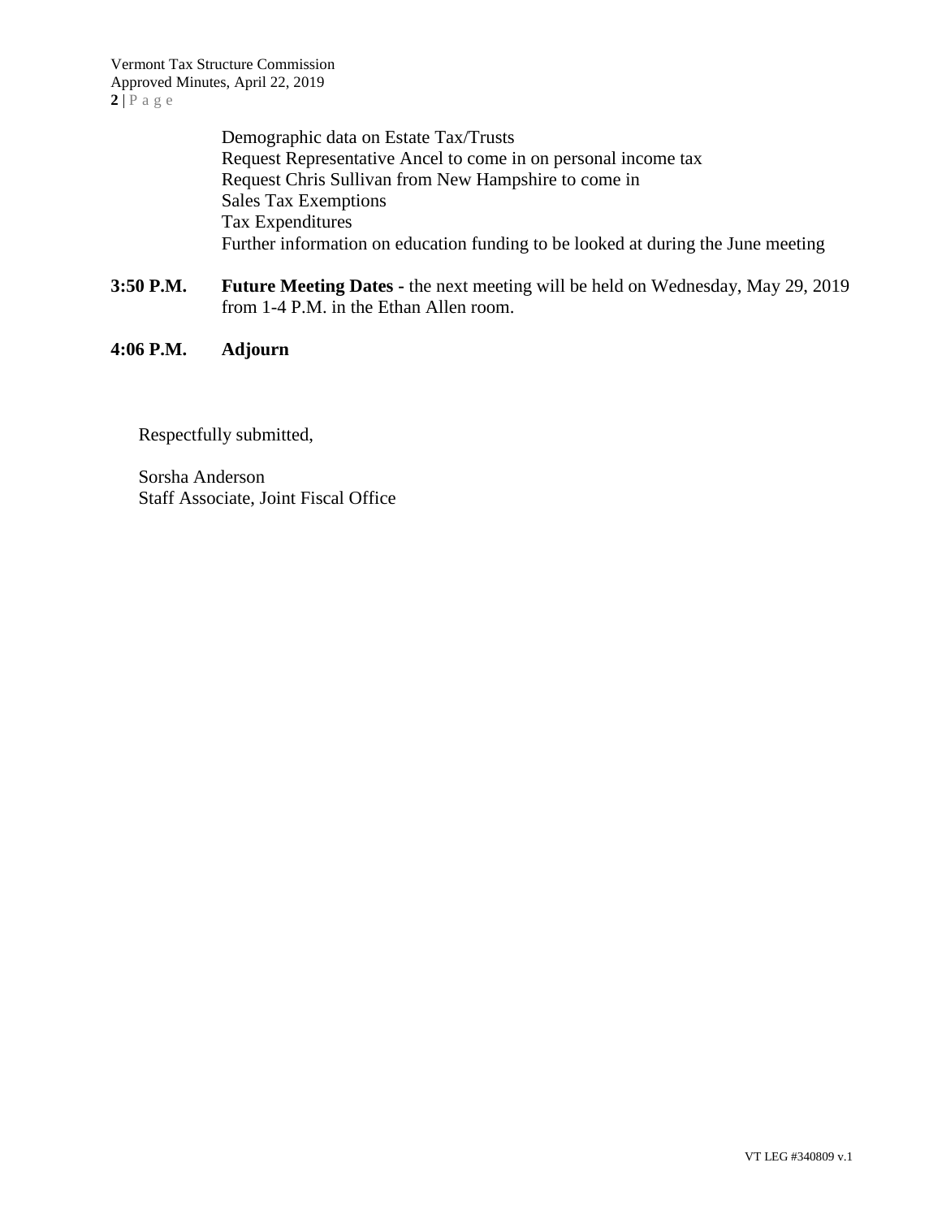Demographic data on Estate Tax/Trusts
Request Representative Ancel to come in on personal income tax
Request Chris Sullivan from New Hampshire to come in
Sales Tax Exemptions
Tax Expenditures
Further information on education funding to be looked at during the June meeting

**3:50 P.M.** **Future Meeting Dates -** the next meeting will be held on Wednesday, May 29, 2019 from 1-4 P.M. in the Ethan Allen room.

**4:06 P.M.** **Adjourn**

Respectfully submitted,

Sorsha Anderson
Staff Associate, Joint Fiscal Office

VT LEG #340809 v.1